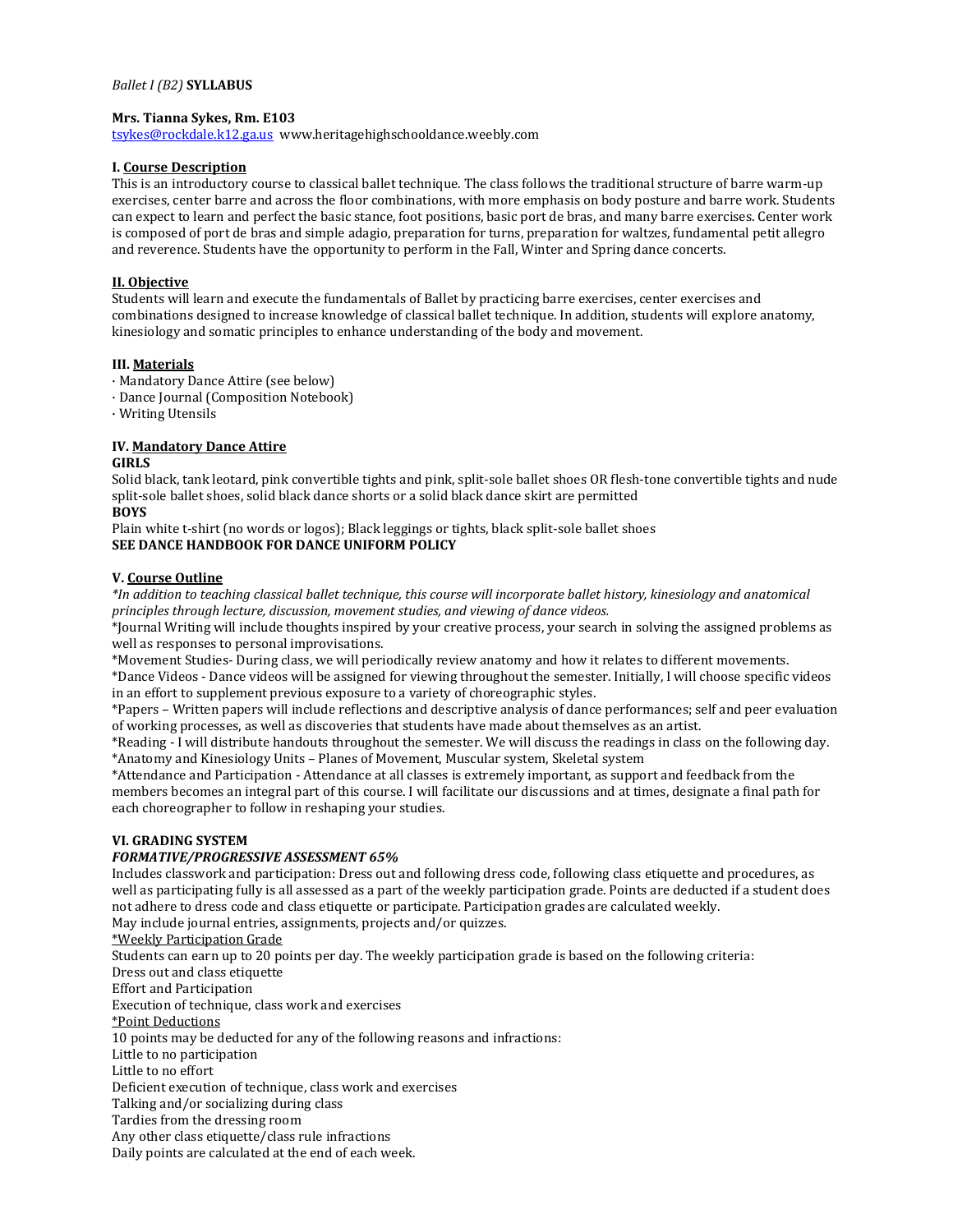*Ballet I (B2)* **SYLLABUS**

**Mrs. Tianna Sykes, Rm. E103**
tsykes@rockdale.k12.ga.us www.heritagehighschooldance.weebly.com

## I. Course Description

This is an introductory course to classical ballet technique. The class follows the traditional structure of barre warm-up exercises, center barre and across the floor combinations, with more emphasis on body posture and barre work. Students can expect to learn and perfect the basic stance, foot positions, basic port de bras, and many barre exercises. Center work is composed of port de bras and simple adagio, preparation for turns, preparation for waltzes, fundamental petit allegro and reverence. Students have the opportunity to perform in the Fall, Winter and Spring dance concerts.

## II. Objective

Students will learn and execute the fundamentals of Ballet by practicing barre exercises, center exercises and combinations designed to increase knowledge of classical ballet technique. In addition, students will explore anatomy, kinesiology and somatic principles to enhance understanding of the body and movement.

## III. Materials

- Mandatory Dance Attire (see below)
- Dance Journal (Composition Notebook)
- Writing Utensils

## IV. Mandatory Dance Attire

**GIRLS**

Solid black, tank leotard, pink convertible tights and pink, split-sole ballet shoes OR flesh-tone convertible tights and nude split-sole ballet shoes, solid black dance shorts or a solid black dance skirt are permitted

**BOYS**

Plain white t-shirt (no words or logos); Black leggings or tights, black split-sole ballet shoes

**SEE DANCE HANDBOOK FOR DANCE UNIFORM POLICY**

## V. Course Outline

*\*In addition to teaching classical ballet technique, this course will incorporate ballet history, kinesiology and anatomical principles through lecture, discussion, movement studies, and viewing of dance videos.*

\*Journal Writing will include thoughts inspired by your creative process, your search in solving the assigned problems as well as responses to personal improvisations.

\*Movement Studies- During class, we will periodically review anatomy and how it relates to different movements.

\*Dance Videos - Dance videos will be assigned for viewing throughout the semester. Initially, I will choose specific videos in an effort to supplement previous exposure to a variety of choreographic styles.

\*Papers – Written papers will include reflections and descriptive analysis of dance performances; self and peer evaluation of working processes, as well as discoveries that students have made about themselves as an artist.

\*Reading - I will distribute handouts throughout the semester. We will discuss the readings in class on the following day.

\*Anatomy and Kinesiology Units – Planes of Movement, Muscular system, Skeletal system

\*Attendance and Participation - Attendance at all classes is extremely important, as support and feedback from the members becomes an integral part of this course. I will facilitate our discussions and at times, designate a final path for each choreographer to follow in reshaping your studies.

## VI. GRADING SYSTEM

### *FORMATIVE/PROGRESSIVE ASSESSMENT 65%*

Includes classwork and participation: Dress out and following dress code, following class etiquette and procedures, as well as participating fully is all assessed as a part of the weekly participation grade. Points are deducted if a student does not adhere to dress code and class etiquette or participate. Participation grades are calculated weekly.
May include journal entries, assignments, projects and/or quizzes.

<u>\*Weekly Participation Grade</u>

Students can earn up to 20 points per day. The weekly participation grade is based on the following criteria:
Dress out and class etiquette
Effort and Participation
Execution of technique, class work and exercises

<u>\*Point Deductions</u>

10 points may be deducted for any of the following reasons and infractions:
Little to no participation
Little to no effort
Deficient execution of technique, class work and exercises
Talking and/or socializing during class
Tardies from the dressing room
Any other class etiquette/class rule infractions
Daily points are calculated at the end of each week.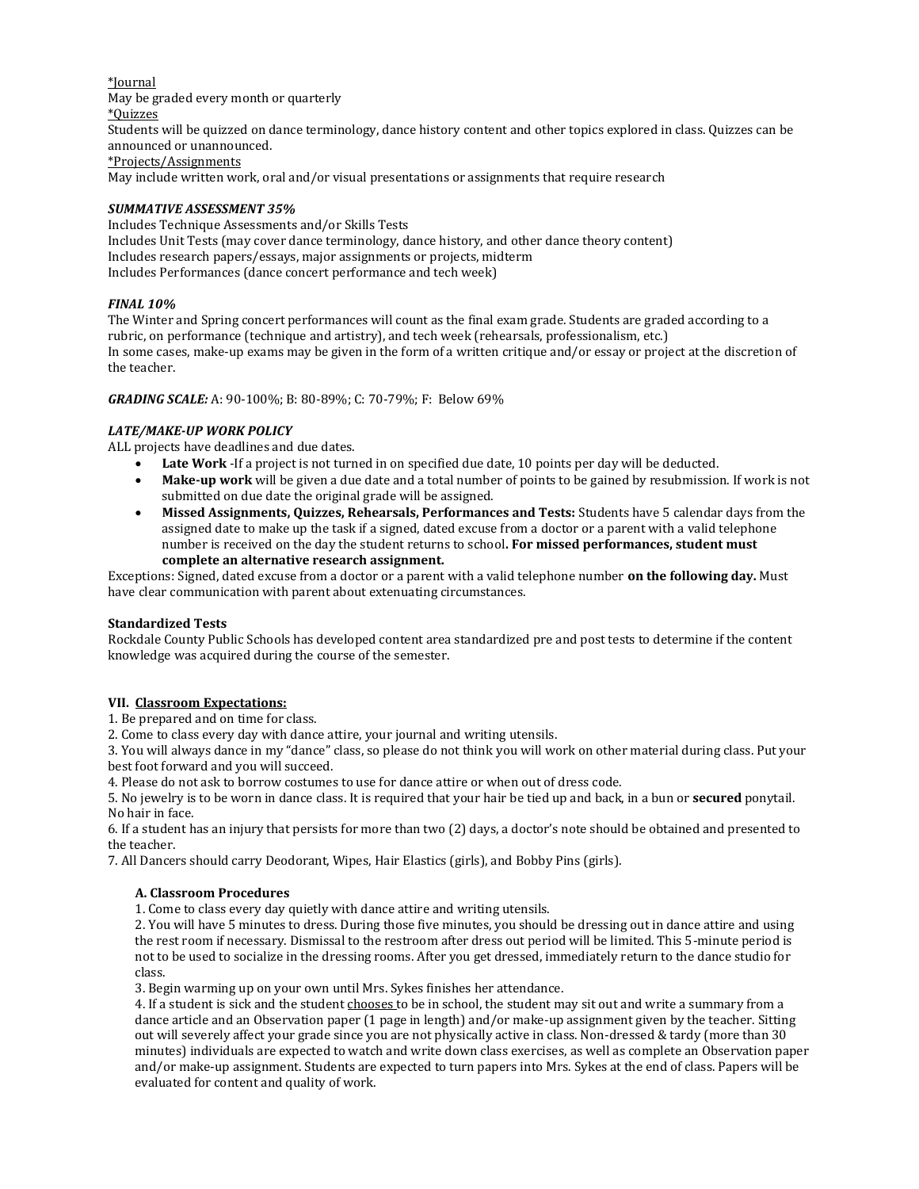<u>*Journal</u>
May be graded every month or quarterly
<u>*Quizzes</u>
Students will be quizzed on dance terminology, dance history content and other topics explored in class. Quizzes can be announced or unannounced.
<u>*Projects/Assignments</u>
May include written work, oral and/or visual presentations or assignments that require research

***SUMMATIVE ASSESSMENT 35%***
Includes Technique Assessments and/or Skills Tests
Includes Unit Tests (may cover dance terminology, dance history, and other dance theory content)
Includes research papers/essays, major assignments or projects, midterm
Includes Performances (dance concert performance and tech week)

***FINAL 10%***
The Winter and Spring concert performances will count as the final exam grade. Students are graded according to a rubric, on performance (technique and artistry), and tech week (rehearsals, professionalism, etc.)
In some cases, make-up exams may be given in the form of a written critique and/or essay or project at the discretion of the teacher.

***GRADING SCALE:*** A: 90-100%; B: 80-89%; C: 70-79%; F: Below 69%

***LATE/MAKE-UP WORK POLICY***
ALL projects have deadlines and due dates.

- **Late Work** -If a project is not turned in on specified due date, 10 points per day will be deducted.
- **Make-up work** will be given a due date and a total number of points to be gained by resubmission. If work is not submitted on due date the original grade will be assigned.
- **Missed Assignments, Quizzes, Rehearsals, Performances and Tests:** Students have 5 calendar days from the assigned date to make up the task if a signed, dated excuse from a doctor or a parent with a valid telephone number is received on the day the student returns to school**. For missed performances, student must complete an alternative research assignment.**

Exceptions: Signed, dated excuse from a doctor or a parent with a valid telephone number **on the following day.** Must have clear communication with parent about extenuating circumstances.

**Standardized Tests**
Rockdale County Public Schools has developed content area standardized pre and post tests to determine if the content knowledge was acquired during the course of the semester.

## VII. <u>Classroom Expectations:</u>

1. Be prepared and on time for class.
2. Come to class every day with dance attire, your journal and writing utensils.
3. You will always dance in my "dance" class, so please do not think you will work on other material during class. Put your best foot forward and you will succeed.
4. Please do not ask to borrow costumes to use for dance attire or when out of dress code.
5. No jewelry is to be worn in dance class. It is required that your hair be tied up and back, in a bun or **secured** ponytail. No hair in face.
6. If a student has an injury that persists for more than two (2) days, a doctor's note should be obtained and presented to the teacher.
7. All Dancers should carry Deodorant, Wipes, Hair Elastics (girls), and Bobby Pins (girls).

### A. Classroom Procedures

1. Come to class every day quietly with dance attire and writing utensils.
2. You will have 5 minutes to dress. During those five minutes, you should be dressing out in dance attire and using the rest room if necessary. Dismissal to the restroom after dress out period will be limited. This 5-minute period is not to be used to socialize in the dressing rooms. After you get dressed, immediately return to the dance studio for class.
3. Begin warming up on your own until Mrs. Sykes finishes her attendance.
4. If a student is sick and the student <u>chooses</u> to be in school, the student may sit out and write a summary from a dance article and an Observation paper (1 page in length) and/or make-up assignment given by the teacher. Sitting out will severely affect your grade since you are not physically active in class. Non-dressed & tardy (more than 30 minutes) individuals are expected to watch and write down class exercises, as well as complete an Observation paper and/or make-up assignment. Students are expected to turn papers into Mrs. Sykes at the end of class. Papers will be evaluated for content and quality of work.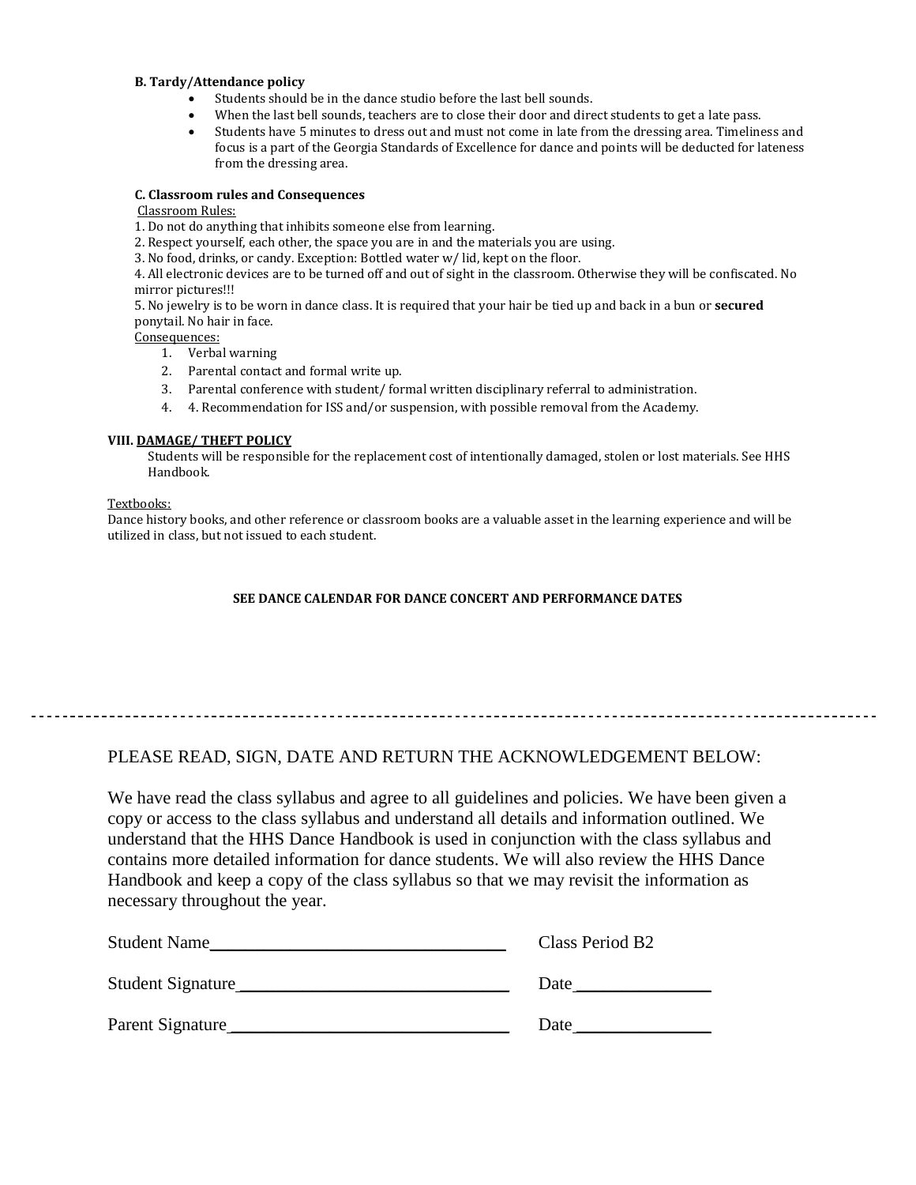**B. Tardy/Attendance policy**

- Students should be in the dance studio before the last bell sounds.
- When the last bell sounds, teachers are to close their door and direct students to get a late pass.
- Students have 5 minutes to dress out and must not come in late from the dressing area. Timeliness and focus is a part of the Georgia Standards of Excellence for dance and points will be deducted for lateness from the dressing area.

**C. Classroom rules and Consequences**

Classroom Rules:

1. Do not do anything that inhibits someone else from learning.
2. Respect yourself, each other, the space you are in and the materials you are using.
3. No food, drinks, or candy. Exception: Bottled water w/ lid, kept on the floor.
4. All electronic devices are to be turned off and out of sight in the classroom. Otherwise they will be confiscated. No mirror pictures!!!
5. No jewelry is to be worn in dance class. It is required that your hair be tied up and back in a bun or **secured** ponytail. No hair in face.

Consequences:

1. Verbal warning
2. Parental contact and formal write up.
3. Parental conference with student/ formal written disciplinary referral to administration.
4. 4. Recommendation for ISS and/or suspension, with possible removal from the Academy.

**VIII. DAMAGE/ THEFT POLICY**

Students will be responsible for the replacement cost of intentionally damaged, stolen or lost materials. See HHS Handbook.

Textbooks:

Dance history books, and other reference or classroom books are a valuable asset in the learning experience and will be utilized in class, but not issued to each student.

**SEE DANCE CALENDAR FOR DANCE CONCERT AND PERFORMANCE DATES**

---

PLEASE READ, SIGN, DATE AND RETURN THE ACKNOWLEDGEMENT BELOW:

We have read the class syllabus and agree to all guidelines and policies. We have been given a copy or access to the class syllabus and understand all details and information outlined. We understand that the HHS Dance Handbook is used in conjunction with the class syllabus and contains more detailed information for dance students. We will also review the HHS Dance Handbook and keep a copy of the class syllabus so that we may revisit the information as necessary throughout the year.

Student Name\_\_\_\_\_\_\_\_\_\_\_\_\_\_\_\_\_\_\_\_\_\_\_\_\_\_\_\_\_\_\_\_ Class Period B2

Student Signature\_\_\_\_\_\_\_\_\_\_\_\_\_\_\_\_\_\_\_\_\_\_\_\_\_\_\_\_\_\_ Date\_\_\_\_\_\_\_\_\_\_\_\_\_\_\_

Parent Signature\_\_\_\_\_\_\_\_\_\_\_\_\_\_\_\_\_\_\_\_\_\_\_\_\_\_\_\_\_\_\_ Date\_\_\_\_\_\_\_\_\_\_\_\_\_\_\_